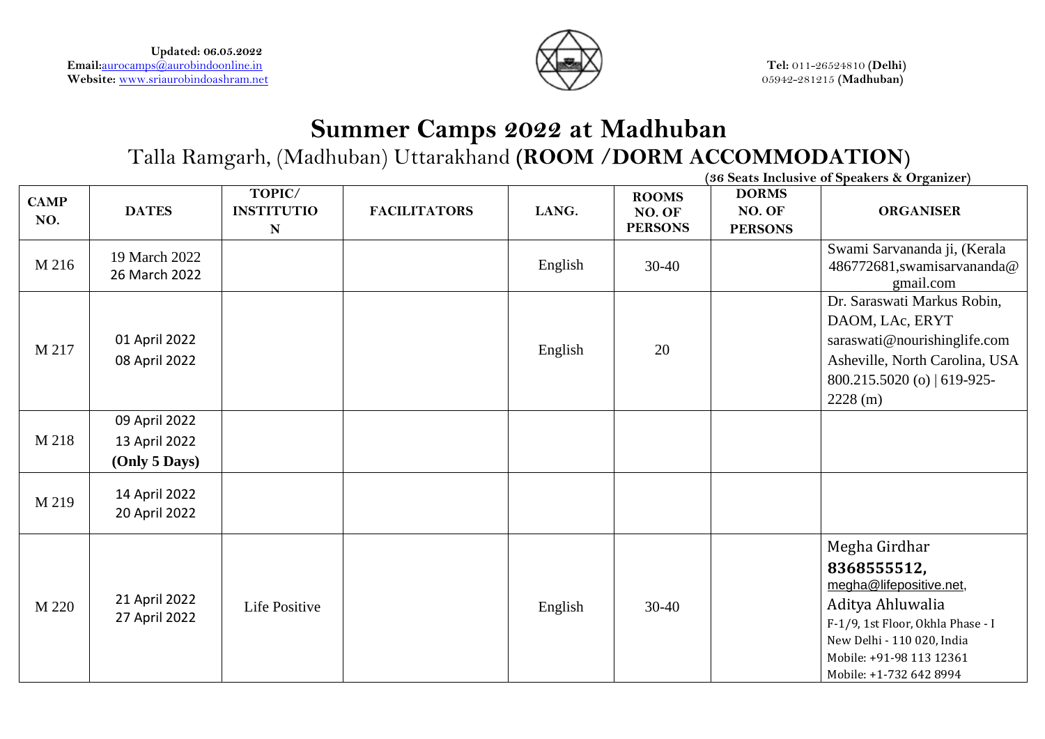**Updated: 06.05.2022**
**Email:**aurocamps@aurobindoonline.in
**Website:** www.sriaurobindoashram.net

**Tel:** 011-26524810 (**Delhi**)
05942-281215 (**Madhuban**)

# Summer Camps 2022 at Madhuban

## Talla Ramgarh, (Madhuban) Uttarakhand (ROOM /DORM ACCOMMODATION)

(**36 Seats Inclusive of Speakers & Organizer**)

| CAMP NO. | DATES | TOPIC/ INSTITUTION | FACILITATORS | LANG. | ROOMS NO. OF PERSONS | DORMS NO. OF PERSONS | ORGANISER |
|---|---|---|---|---|---|---|---|
| M 216 | 19 March 2022<br>26 March 2022 | | | English | 30-40 | | Swami Sarvananda ji, (Kerala 486772681,swamisarvananda@gmail.com |
| M 217 | 01 April 2022<br>08 April 2022 | | | English | 20 | | Dr. Saraswati Markus Robin, DAOM, LAc, ERYT saraswati@nourishinglife.com Asheville, North Carolina, USA 800.215.5020 (o) \| 619-925-2228 (m) |
| M 218 | 09 April 2022<br>13 April 2022<br>**(Only 5 Days)** | | | | | | |
| M 219 | 14 April 2022<br>20 April 2022 | | | | | | |
| M 220 | 21 April 2022<br>27 April 2022 | Life Positive | | English | 30-40 | | Megha Girdhar **8368555512,** megha@lifepositive.net, Aditya Ahluwalia F-1/9, 1st Floor, Okhla Phase - I New Delhi - 110 020, India Mobile: +91-98 113 12361 Mobile: +1-732 642 8994 |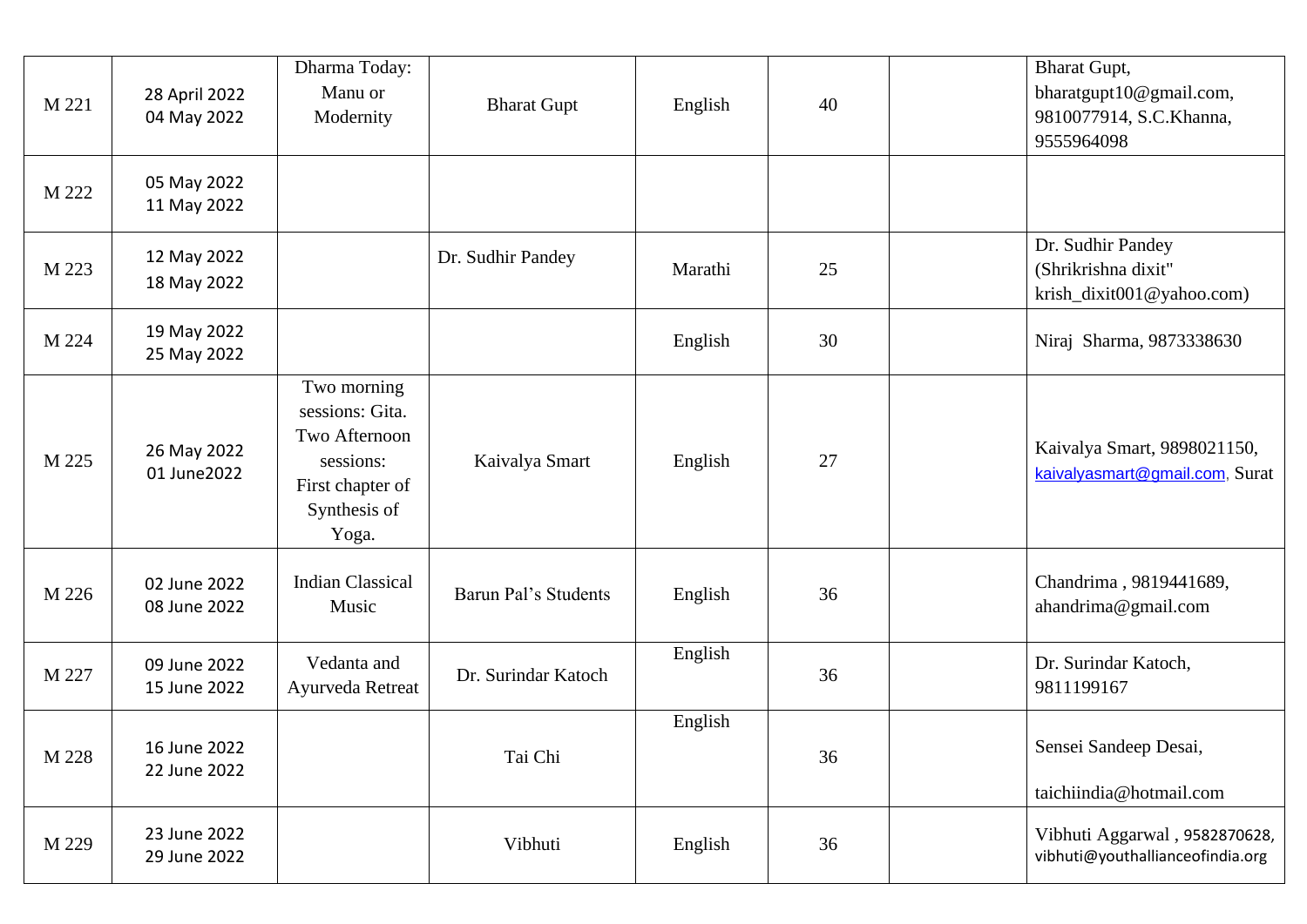| | | | | | | | |
|---|---|---|---|---|---|---|---|
| M 221 | 28 April 2022<br>04 May 2022 | Dharma Today: Manu or Modernity | Bharat Gupt | English | 40 | | Bharat Gupt, bharatgupt10@gmail.com, 9810077914, S.C.Khanna, 9555964098 |
| M 222 | 05 May 2022<br>11 May 2022 | | | | | | |
| M 223 | 12 May 2022<br>18 May 2022 | | Dr. Sudhir Pandey | Marathi | 25 | | Dr. Sudhir Pandey (Shrikrishna dixit" krish_dixit001@yahoo.com) |
| M 224 | 19 May 2022<br>25 May 2022 | | | English | 30 | | Niraj Sharma, 9873338630 |
| M 225 | 26 May 2022<br>01 June2022 | Two morning sessions: Gita. Two Afternoon sessions: First chapter of Synthesis of Yoga. | Kaivalya Smart | English | 27 | | Kaivalya Smart, 9898021150, kaivalyasmart@gmail.com, Surat |
| M 226 | 02 June 2022<br>08 June 2022 | Indian Classical Music | Barun Pal's Students | English | 36 | | Chandrima , 9819441689, ahandrima@gmail.com |
| M 227 | 09 June 2022<br>15 June 2022 | Vedanta and Ayurveda Retreat | Dr. Surindar Katoch | English | 36 | | Dr. Surindar Katoch, 9811199167 |
| M 228 | 16 June 2022<br>22 June 2022 | | Tai Chi | English | 36 | | Sensei Sandeep Desai, taichiindia@hotmail.com |
| M 229 | 23 June 2022<br>29 June 2022 | | Vibhuti | English | 36 | | Vibhuti Aggarwal , 9582870628, vibhuti@youthallianceofindia.org |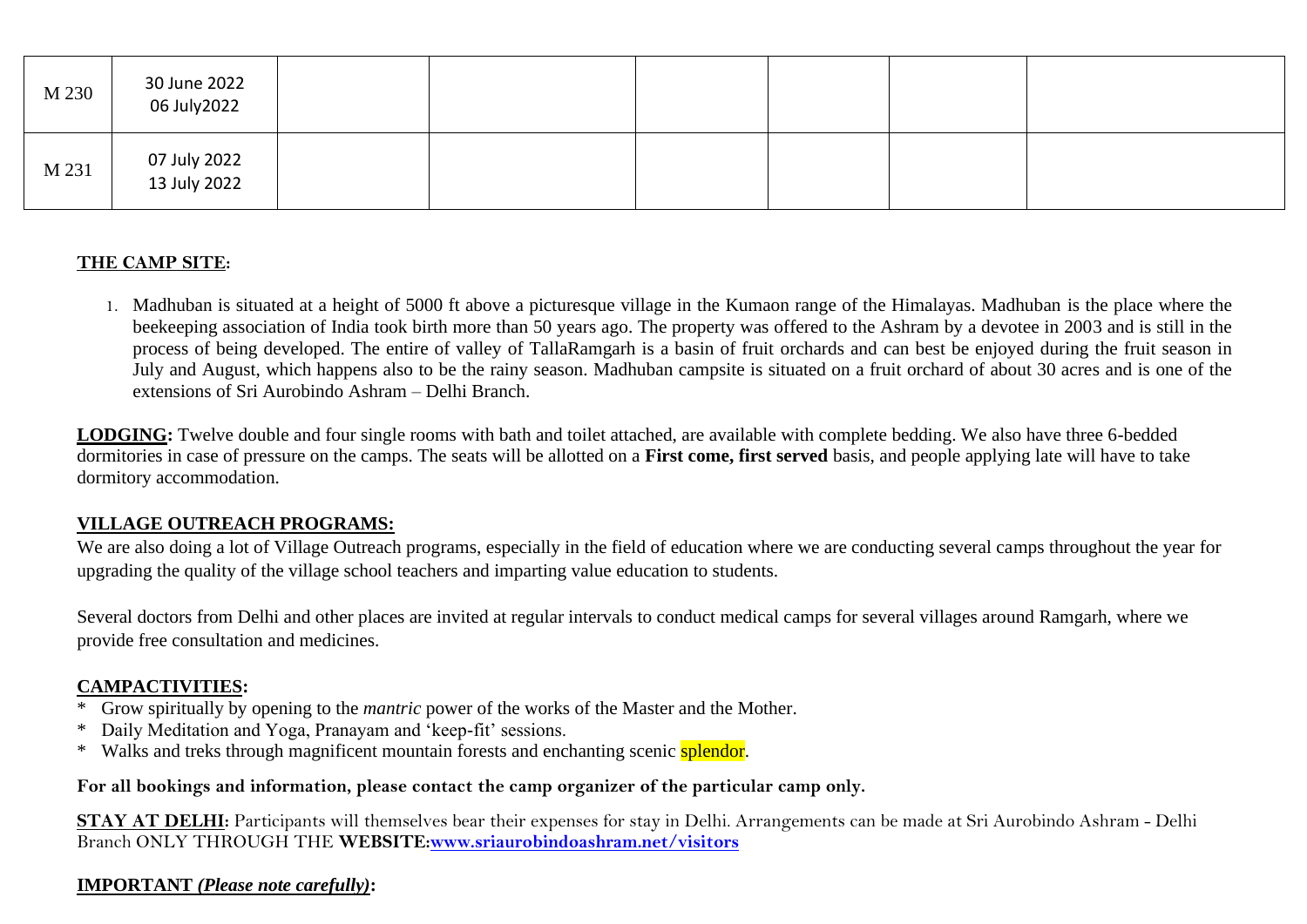| M 230 | 30 June 2022<br>06 July2022 | | | | | | |
|---|---|---|---|---|---|---|---|
| M 231 | 07 July 2022<br>13 July 2022 | | | | | | |

**THE CAMP SITE:**

1. Madhuban is situated at a height of 5000 ft above a picturesque village in the Kumaon range of the Himalayas. Madhuban is the place where the beekeeping association of India took birth more than 50 years ago. The property was offered to the Ashram by a devotee in 2003 and is still in the process of being developed. The entire of valley of TallaRamgarh is a basin of fruit orchards and can best be enjoyed during the fruit season in July and August, which happens also to be the rainy season. Madhuban campsite is situated on a fruit orchard of about 30 acres and is one of the extensions of Sri Aurobindo Ashram – Delhi Branch.

**LODGING:** Twelve double and four single rooms with bath and toilet attached, are available with complete bedding. We also have three 6-bedded dormitories in case of pressure on the camps. The seats will be allotted on a **First come, first served** basis, and people applying late will have to take dormitory accommodation.

**VILLAGE OUTREACH PROGRAMS:**

We are also doing a lot of Village Outreach programs, especially in the field of education where we are conducting several camps throughout the year for upgrading the quality of the village school teachers and imparting value education to students.

Several doctors from Delhi and other places are invited at regular intervals to conduct medical camps for several villages around Ramgarh, where we provide free consultation and medicines.

**CAMPACTIVITIES:**

* Grow spiritually by opening to the *mantric* power of the works of the Master and the Mother.
* Daily Meditation and Yoga, Pranayam and 'keep-fit' sessions.
* Walks and treks through magnificent mountain forests and enchanting scenic splendor.

**For all bookings and information, please contact the camp organizer of the particular camp only.**

**STAY AT DELHI:** Participants will themselves bear their expenses for stay in Delhi. Arrangements can be made at Sri Aurobindo Ashram - Delhi Branch ONLY THROUGH THE **WEBSITE:www.sriaurobindoashram.net/visitors**

**IMPORTANT *(Please note carefully)*:**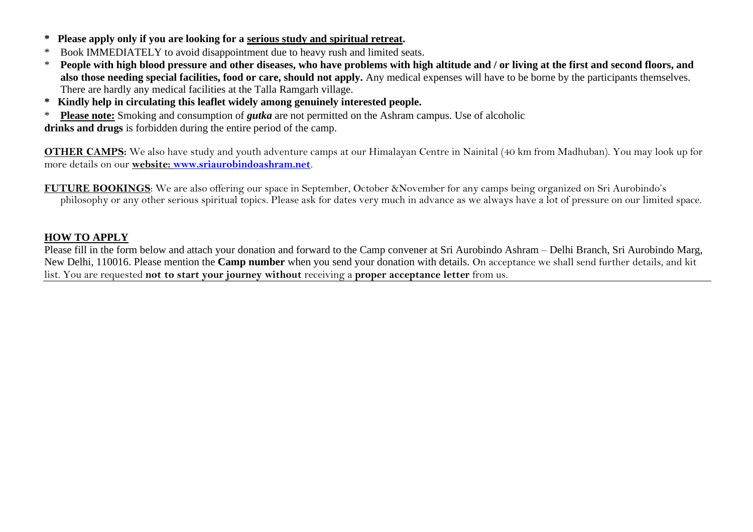* **Please apply only if you are looking for a serious study and spiritual retreat.**
* Book IMMEDIATELY to avoid disappointment due to heavy rush and limited seats.
* **People with high blood pressure and other diseases, who have problems with high altitude and / or living at the first and second floors, and also those needing special facilities, food or care, should not apply.** Any medical expenses will have to be borne by the participants themselves. There are hardly any medical facilities at the Talla Ramgarh village.
* **Kindly help in circulating this leaflet widely among genuinely interested people.**
* **Please note:** Smoking and consumption of ***gutka*** are not permitted on the Ashram campus. Use of alcoholic **drinks and drugs** is forbidden during the entire period of the camp.

**OTHER CAMPS:** We also have study and youth adventure camps at our Himalayan Centre in Nainital (40 km from Madhuban). You may look up for more details on our **website: www.sriaurobindoashram.net**.

**FUTURE BOOKINGS**: We are also offering our space in September, October &November for any camps being organized on Sri Aurobindo's philosophy or any other serious spiritual topics. Please ask for dates very much in advance as we always have a lot of pressure on our limited space.

## HOW TO APPLY

Please fill in the form below and attach your donation and forward to the Camp convener at Sri Aurobindo Ashram – Delhi Branch, Sri Aurobindo Marg, New Delhi, 110016. Please mention the **Camp number** when you send your donation with details. On acceptance we shall send further details, and kit list. You are requested **not to start your journey without** receiving a **proper acceptance letter** from us.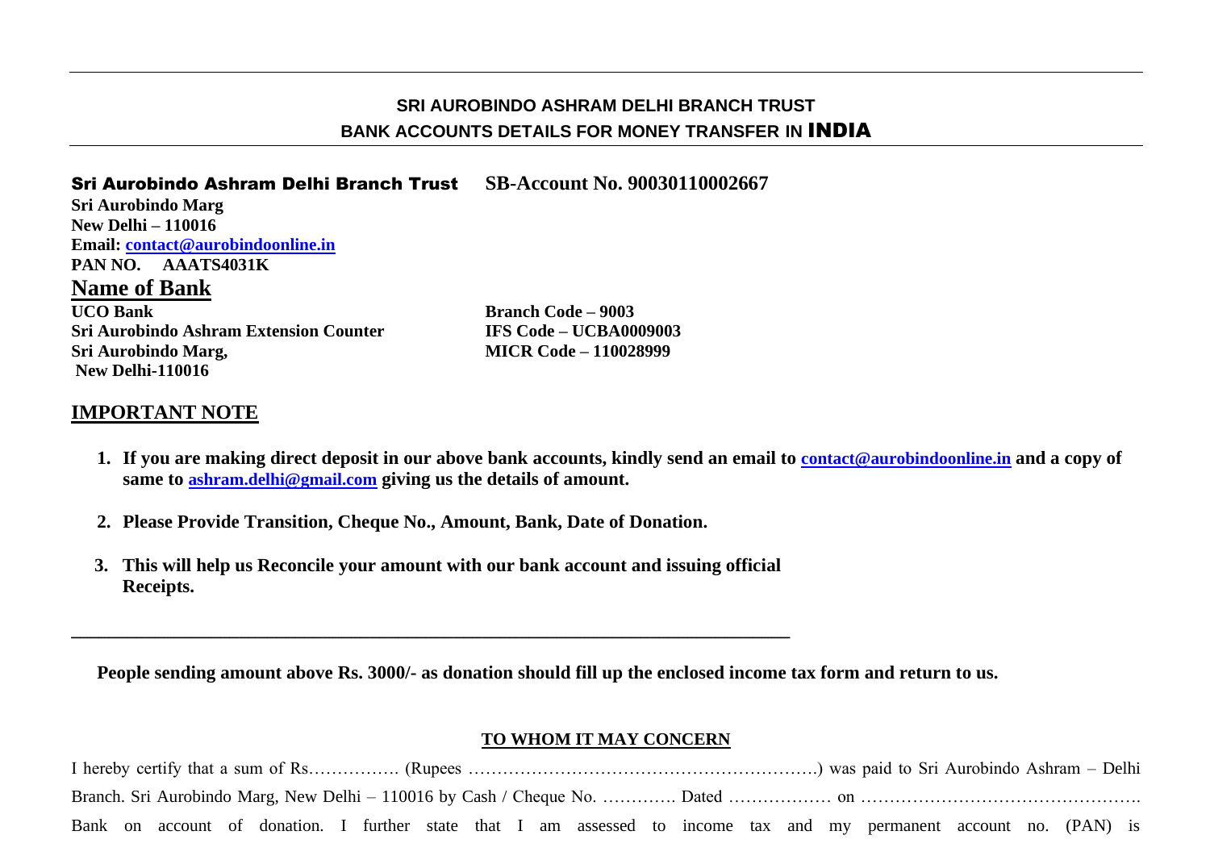## SRI AUROBINDO ASHRAM DELHI BRANCH TRUST
## BANK ACCOUNTS DETAILS FOR MONEY TRANSFER IN INDIA

**Sri Aurobindo Ashram Delhi Branch Trust**     **SB-Account No. 90030110002667**

**Sri Aurobindo Marg**
**New Delhi – 110016**
**Email: contact@aurobindoonline.in**
**PAN NO. AAATS4031K**

## Name of Bank

**UCO Bank**
**Sri Aurobindo Ashram Extension Counter**
**Sri Aurobindo Marg,**
**New Delhi-110016**

**Branch Code – 9003**
**IFS Code – UCBA0009003**
**MICR Code – 110028999**

## IMPORTANT NOTE

1. **If you are making direct deposit in our above bank accounts, kindly send an email to contact@aurobindoonline.in and a copy of same to ashram.delhi@gmail.com giving us the details of amount.**
2. **Please Provide Transition, Cheque No., Amount, Bank, Date of Donation.**
3. **This will help us Reconcile your amount with our bank account and issuing official Receipts.**

---

**People sending amount above Rs. 3000/- as donation should fill up the enclosed income tax form and return to us.**

**TO WHOM IT MAY CONCERN**

I hereby certify that a sum of Rs……………. (Rupees ……………………………………………………) was paid to Sri Aurobindo Ashram – Delhi Branch. Sri Aurobindo Marg, New Delhi – 110016 by Cash / Cheque No. …………. Dated ……………… on ………………………………………… Bank on account of donation. I further state that I am assessed to income tax and my permanent account no. (PAN) is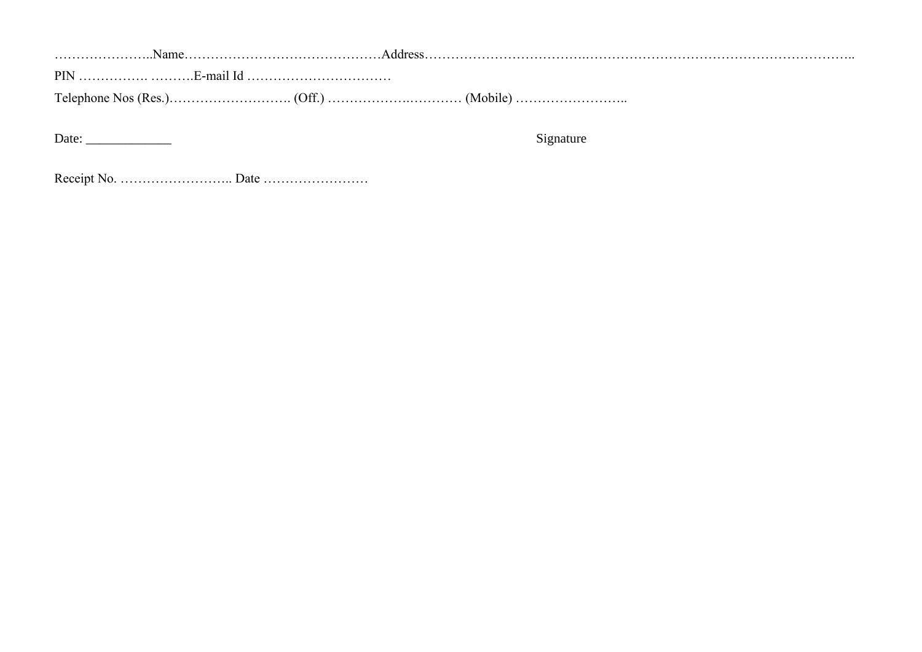…………………..Name………………………………………Address……………………………..……………………………………………………..

PIN ……………. ……….E-mail Id ……………………………

Telephone Nos (Res.)………………………. (Off.) …………….………… (Mobile) ……………………..

Date: ____________                                                                                    Signature

Receipt No. …………………….. Date ……………………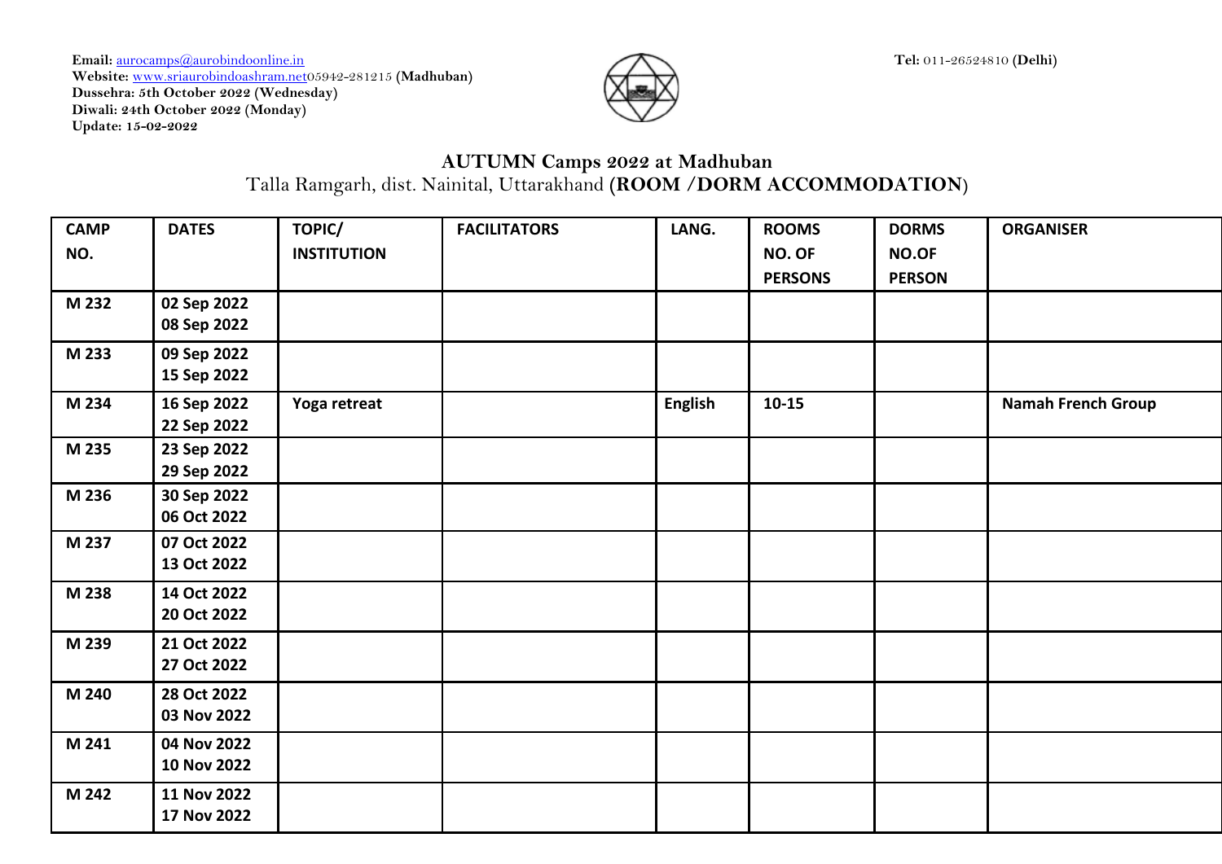**Email:** aurocamps@aurobindoonline.in
**Website:** www.sriaurobindoashram.net 05942-281215 **(Madhuban)**
**Dussehra: 5th October 2022 (Wednesday)**
**Diwali: 24th October 2022 (Monday)**
**Update: 15-02-2022**

**Tel:** 011-26524810 **(Delhi)**

## AUTUMN Camps 2022 at Madhuban

Talla Ramgarh, dist. Nainital, Uttarakhand **(ROOM /DORM ACCOMMODATION)**

| CAMP NO. | DATES | TOPIC/ INSTITUTION | FACILITATORS | LANG. | ROOMS NO. OF PERSONS | DORMS NO.OF PERSON | ORGANISER |
|---|---|---|---|---|---|---|---|
| M 232 | 02 Sep 2022 08 Sep 2022 | | | | | | |
| M 233 | 09 Sep 2022 15 Sep 2022 | | | | | | |
| M 234 | 16 Sep 2022 22 Sep 2022 | Yoga retreat | | English | 10-15 | | Namah French Group |
| M 235 | 23 Sep 2022 29 Sep 2022 | | | | | | |
| M 236 | 30 Sep 2022 06 Oct 2022 | | | | | | |
| M 237 | 07 Oct 2022 13 Oct 2022 | | | | | | |
| M 238 | 14 Oct 2022 20 Oct 2022 | | | | | | |
| M 239 | 21 Oct 2022 27 Oct 2022 | | | | | | |
| M 240 | 28 Oct 2022 03 Nov 2022 | | | | | | |
| M 241 | 04 Nov 2022 10 Nov 2022 | | | | | | |
| M 242 | 11 Nov 2022 17 Nov 2022 | | | | | | |